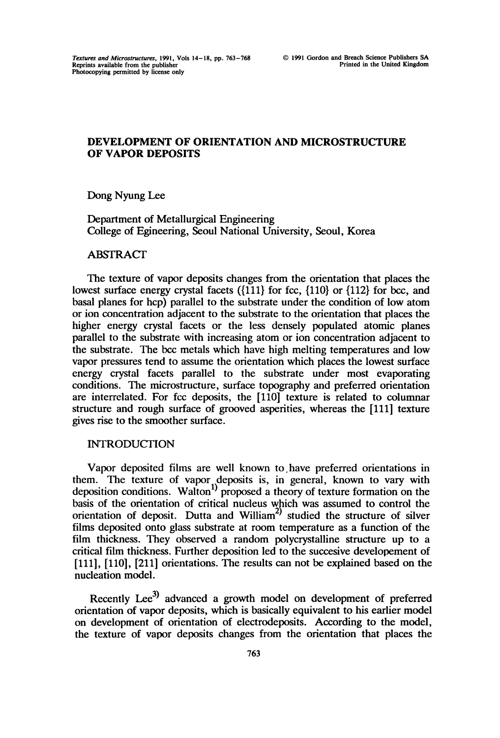# DEVELOPMENT OF ORIENTATION AND MICROSTRUCTURE OF VAPOR DEPOSITS

Dong Nyung Lee

Department of Metallurgical Engineering
College of Egineering, Seoul National University, Seoul, Korea

## ABSTRACT

The texture of vapor deposits changes from the orientation that places the lowest surface energy crystal facets ({111} for fcc, {110} or {112} for bcc, and basal planes for hcp) parallel to the substrate under the condition of low atom or ion concentration adjacent to the substrate to the orientation that places the higher energy crystal facets or the less densely populated atomic planes parallel to the substrate with increasing atom or ion concentration adjacent to the substrate. The bcc metals which have high melting temperatures and low vapor pressures tend to assume the orientation which places the lowest surface energy crystal facets parallel to the substrate under most evaporating conditions. The microstructure, surface topography and preferred orientation are interrelated. For fcc deposits, the [110] texture is related to columnar structure and rough surface of grooved asperities, whereas the [111] texture gives rise to the smoother surface.

## INTRODUCTION

Vapor deposited films are well known to have preferred orientations in them. The texture of vapor deposits is, in general, known to vary with deposition conditions. Walton[1)] proposed a theory of texture formation on the basis of the orientation of critical nucleus which was assumed to control the orientation of deposit. Dutta and William[2)] studied the structure of silver films deposited onto glass substrate at room temperature as a function of the film thickness. They observed a random polycrystalline structure up to a critical film thickness. Further deposition led to the succesive developement of [111], [110], [211] orientations. The results can not be explained based on the nucleation model.

Recently Lee[3)] advanced a growth model on development of preferred orientation of vapor deposits, which is basically equivalent to his earlier model on development of orientation of electrodeposits. According to the model, the texture of vapor deposits changes from the orientation that places the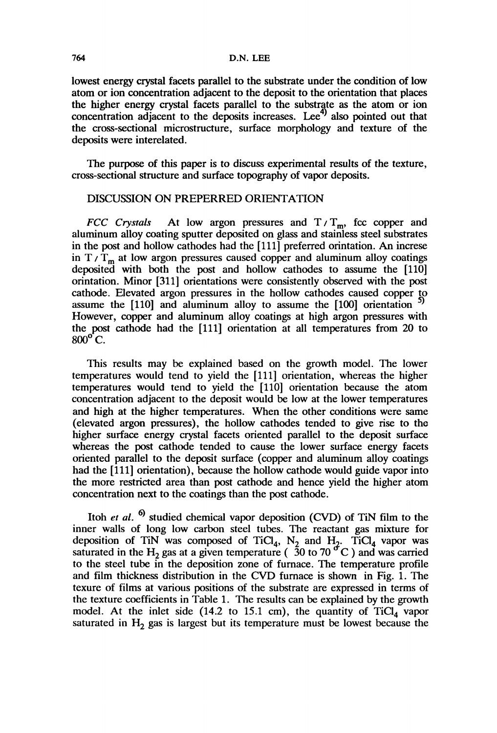lowest energy crystal facets parallel to the substrate under the condition of low atom or ion concentration adjacent to the deposit to the orientation that places the higher energy crystal facets parallel to the substrate as the atom or ion concentration adjacent to the deposits increases. Lee[4] also pointed out that the cross-sectional microstructure, surface morphology and texture of the deposits were interelated.

The purpose of this paper is to discuss experimental results of the texture, cross-sectional structure and surface topography of vapor deposits.

## DISCUSSION ON PREPERRED ORIENTATION

*FCC Crystals* At low argon pressures and $T / T_m$, fcc copper and aluminum alloy coating sputter deposited on glass and stainless steel substrates in the post and hollow cathodes had the [111] preferred orintation. An increse in $T / T_m$ at low argon pressures caused copper and aluminum alloy coatings deposited with both the post and hollow cathodes to assume the [110] orintation. Minor [311] orientations were consistently observed with the post cathode. Elevated argon pressures in the hollow cathodes caused copper to assume the [110] and aluminum alloy to assume the [100] orientation [5] However, copper and aluminum alloy coatings at high argon pressures with the post cathode had the [111] orientation at all temperatures from 20 to 800° C.

This results may be explained based on the growth model. The lower temperatures would tend to yield the [111] orientation, whereas the higher temperatures would tend to yield the [110] orientation because the atom concentration adjacent to the deposit would be low at the lower temperatures and high at the higher temperatures. When the other conditions were same (elevated argon pressures), the hollow cathodes tended to give rise to the higher surface energy crystal facets oriented parallel to the deposit surface whereas the post cathode tended to cause the lower surface energy facets oriented parallel to the deposit surface (copper and aluminum alloy coatings had the [111] orientation), because the hollow cathode would guide vapor into the more restricted area than post cathode and hence yield the higher atom concentration next to the coatings than the post cathode.

Itoh *et al.* [6] studied chemical vapor deposition (CVD) of TiN film to the inner walls of long low carbon steel tubes. The reactant gas mixture for deposition of TiN was composed of $TiCl_4$, $N_2$ and $H_2$. $TiCl_4$ vapor was saturated in the $H_2$ gas at a given temperature ( 30 to 70 °C ) and was carried to the steel tube in the deposition zone of furnace. The temperature profile and film thickness distribution in the CVD furnace is shown in Fig. 1. The texure of films at various positions of the substrate are expressed in terms of the texture coefficients in Table 1. The results can be explained by the growth model. At the inlet side (14.2 to 15.1 cm), the quantity of $TiCl_4$ vapor saturated in $H_2$ gas is largest but its temperature must be lowest because the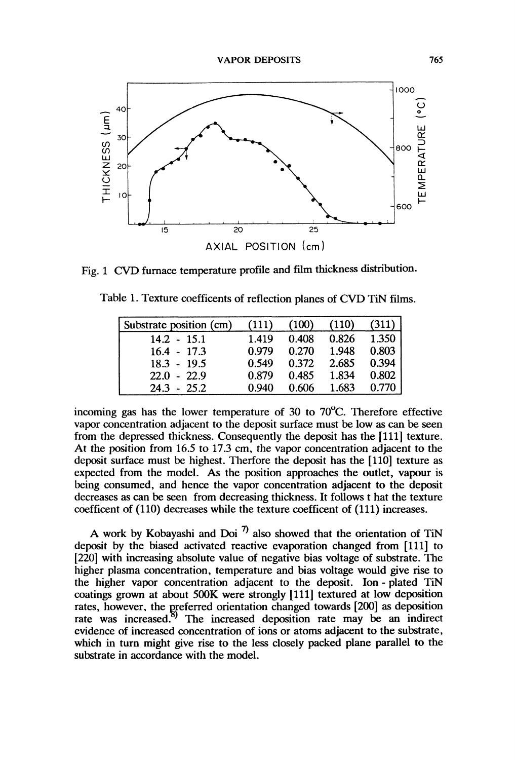Fig. 1 CVD furnace temperature profile and film thickness distribution.

Table 1. Texture coefficents of reflection planes of CVD TiN films.

| Substrate position (cm) | (111) | (100) | (110) | (311) |
|---|---|---|---|---|
| 14.2 - 15.1 | 1.419 | 0.408 | 0.826 | 1.350 |
| 16.4 - 17.3 | 0.979 | 0.270 | 1.948 | 0.803 |
| 18.3 - 19.5 | 0.549 | 0.372 | 2.685 | 0.394 |
| 22.0 - 22.9 | 0.879 | 0.485 | 1.834 | 0.802 |
| 24.3 - 25.2 | 0.940 | 0.606 | 1.683 | 0.770 |

incoming gas has the lower temperature of 30 to 70°C. Therefore effective vapor concentration adjacent to the deposit surface must be low as can be seen from the depressed thickness. Consequently the deposit has the [111] texture. At the position from 16.5 to 17.3 cm, the vapor concentration adjacent to the deposit surface must be highest. Therfore the deposit has the [110] texture as expected from the model. As the position approaches the outlet, vapour is being consumed, and hence the vapor concentration adjacent to the deposit decreases as can be seen from decreasing thickness. It follows t hat the texture coefficent of (110) decreases while the texture coefficent of (111) increases.

A work by Kobayashi and Doi [7] also showed that the orientation of TiN deposit by the biased activated reactive evaporation changed from [111] to [220] with increasing absolute value of negative bias voltage of substrate. The higher plasma concentration, temperature and bias voltage would give rise to the higher vapor concentration adjacent to the deposit. Ion - plated TiN coatings grown at about 500K were strongly [111] textured at low deposition rates, however, the preferred orientation changed towards [200] as deposition rate was increased.[8] The increased deposition rate may be an indirect evidence of increased concentration of ions or atoms adjacent to the substrate, which in turn might give rise to the less closely packed plane parallel to the substrate in accordance with the model.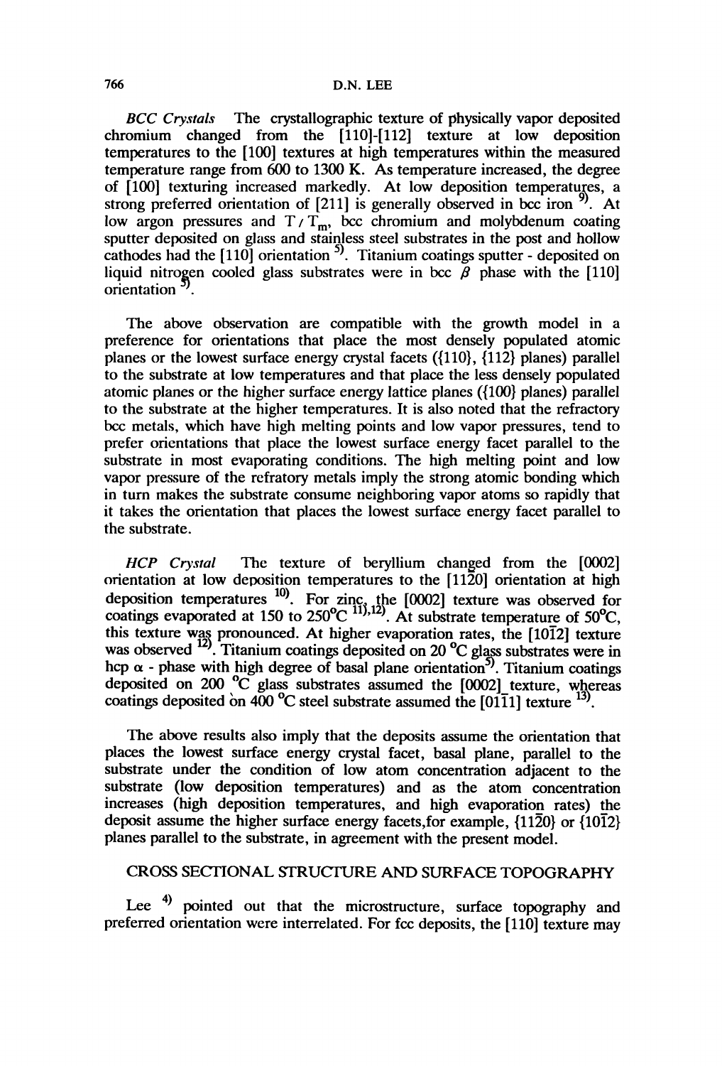*BCC Crystals* The crystallographic texture of physically vapor deposited chromium changed from the [110]-[112] texture at low deposition temperatures to the [100] textures at high temperatures within the measured temperature range from 600 to 1300 K. As temperature increased, the degree of [100] texturing increased markedly. At low deposition temperatures, a strong preferred orientation of [211] is generally observed in bcc iron [9]. At low argon pressures and $T / T_m$, bcc chromium and molybdenum coating sputter deposited on glass and stainless steel substrates in the post and hollow cathodes had the [110] orientation [5]. Titanium coatings sputter - deposited on liquid nitrogen cooled glass substrates were in bcc $\beta$ phase with the [110] orientation [5].

The above observation are compatible with the growth model in a preference for orientations that place the most densely populated atomic planes or the lowest surface energy crystal facets ({110}, {112} planes) parallel to the substrate at low temperatures and that place the less densely populated atomic planes or the higher surface energy lattice planes ({100} planes) parallel to the substrate at the higher temperatures. It is also noted that the refractory bcc metals, which have high melting points and low vapor pressures, tend to prefer orientations that place the lowest surface energy facet parallel to the substrate in most evaporating conditions. The high melting point and low vapor pressure of the refratory metals imply the strong atomic bonding which in turn makes the substrate consume neighboring vapor atoms so rapidly that it takes the orientation that places the lowest surface energy facet parallel to the substrate.

*HCP Crystal* The texture of beryllium changed from the [0002] orientation at low deposition temperatures to the [11$\bar{2}$0] orientation at high deposition temperatures [10]. For zinc, the [0002] texture was observed for coatings evaporated at 150 to 250°C [11),12]. At substrate temperature of 50°C, this texture was pronounced. At higher evaporation rates, the [10$\bar{1}$2] texture was observed [12]. Titanium coatings deposited on 20 °C glass substrates were in hcp $\alpha$ - phase with high degree of basal plane orientation[5]. Titanium coatings deposited on 200 °C glass substrates assumed the [0002] texture, whereas coatings deposited on 400 °C steel substrate assumed the [01$\bar{1}$1] texture [13].

The above results also imply that the deposits assume the orientation that places the lowest surface energy crystal facet, basal plane, parallel to the substrate under the condition of low atom concentration adjacent to the substrate (low deposition temperatures) and as the atom concentration increases (high deposition temperatures, and high evaporation rates) the deposit assume the higher surface energy facets,for example, {11$\bar{2}$0} or {10$\bar{1}$2} planes parallel to the substrate, in agreement with the present model.

## CROSS SECTIONAL STRUCTURE AND SURFACE TOPOGRAPHY

Lee [4] pointed out that the microstructure, surface topography and preferred orientation were interrelated. For fcc deposits, the [110] texture may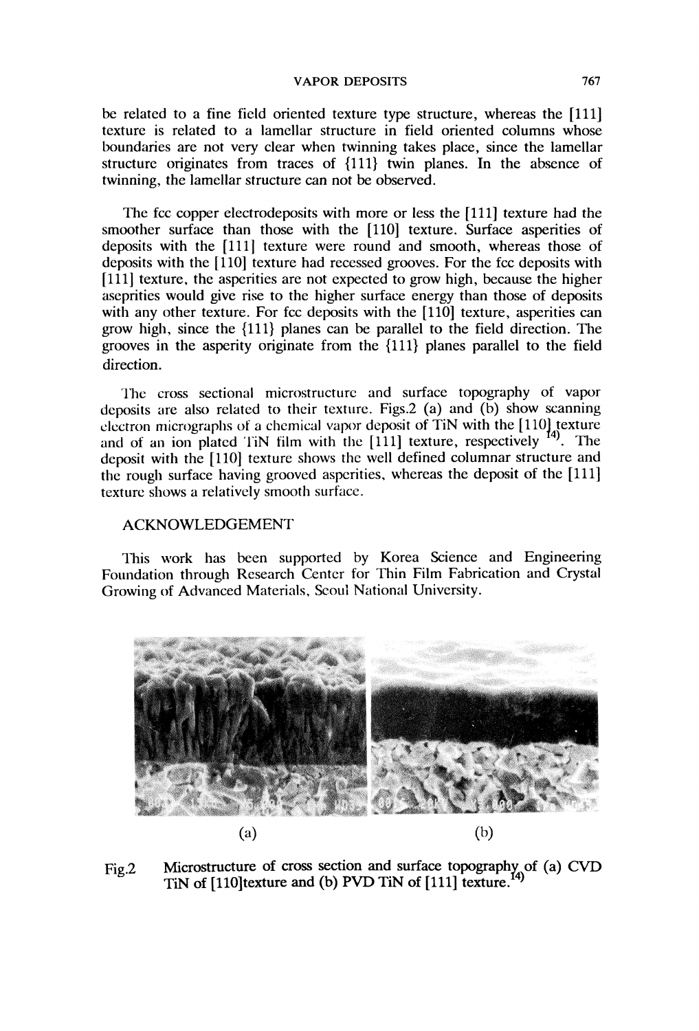be related to a fine field oriented texture type structure, whereas the [111] texture is related to a lamellar structure in field oriented columns whose boundaries are not very clear when twinning takes place, since the lamellar structure originates from traces of {111} twin planes. In the absence of twinning, the lamellar structure can not be observed.

The fcc copper electrodeposits with more or less the [111] texture had the smoother surface than those with the [110] texture. Surface asperities of deposits with the [111] texture were round and smooth, whereas those of deposits with the [110] texture had recessed grooves. For the fcc deposits with [111] texture, the asperities are not expected to grow high, because the higher aseprities would give rise to the higher surface energy than those of deposits with any other texture. For fcc deposits with the [110] texture, asperities can grow high, since the {111} planes can be parallel to the field direction. The grooves in the asperity originate from the {111} planes parallel to the field direction.

The cross sectional microstructure and surface topography of vapor deposits are also related to their texture. Figs.2 (a) and (b) show scanning electron micrographs of a chemical vapor deposit of TiN with the [110] texture and of an ion plated TiN film with the [111] texture, respectively [14]. The deposit with the [110] texture shows the well defined columnar structure and the rough surface having grooved asperities, whereas the deposit of the [111] texture shows a relatively smooth surface.

## ACKNOWLEDGEMENT

This work has been supported by Korea Science and Engineering Foundation through Research Center for Thin Film Fabrication and Crystal Growing of Advanced Materials, Seoul National University.

(a) (b)

Fig.2 Microstructure of cross section and surface topography of (a) CVD TiN of [110]texture and (b) PVD TiN of [111] texture.[14]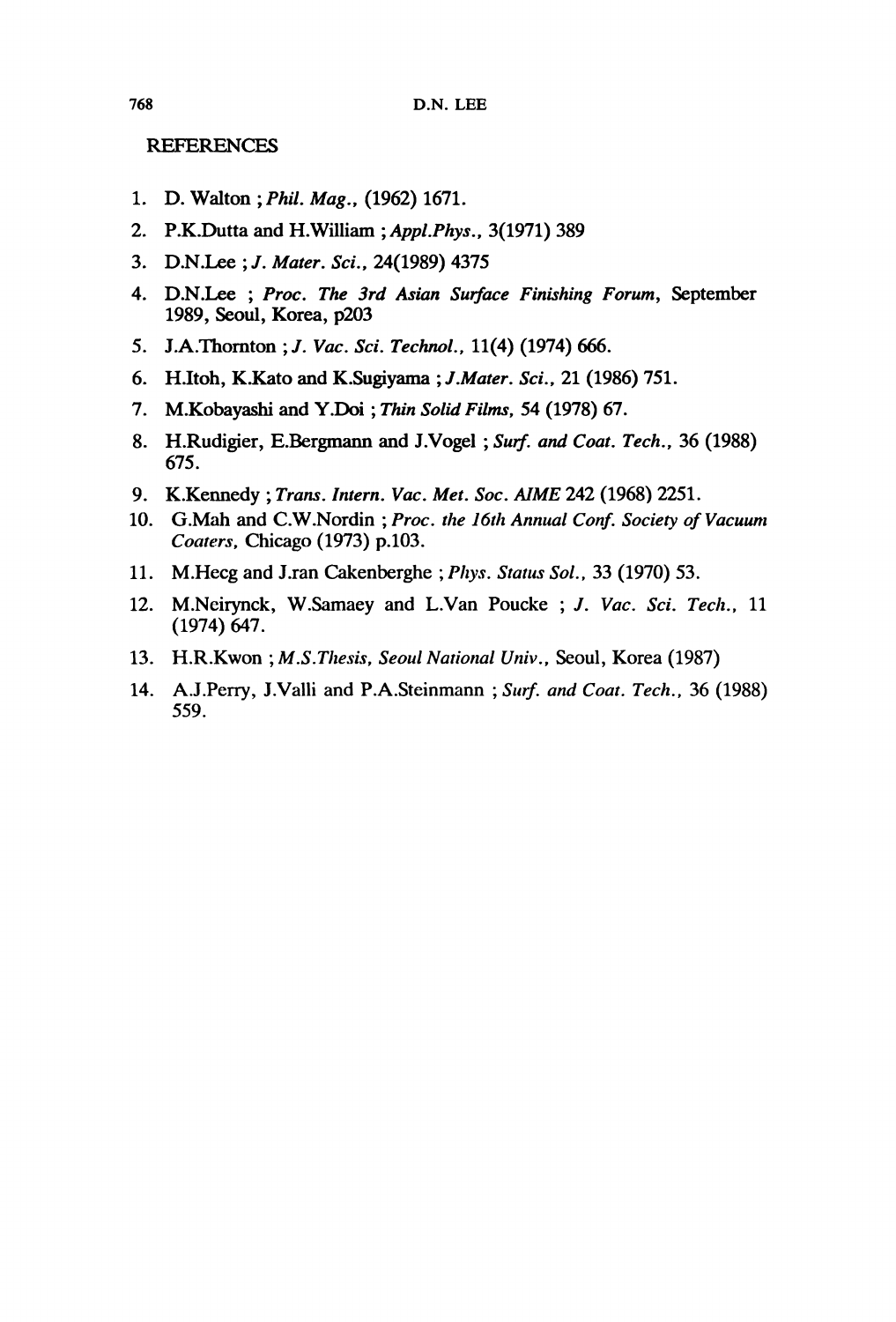## REFERENCES

1. D. Walton ; *Phil. Mag.*, (1962) 1671.
2. P.K.Dutta and H.William ; *Appl.Phys.*, 3(1971) 389
3. D.N.Lee ; *J. Mater. Sci.*, 24(1989) 4375
4. D.N.Lee ; *Proc. The 3rd Asian Surface Finishing Forum*, September 1989, Seoul, Korea, p203
5. J.A.Thornton ; *J. Vac. Sci. Technol.*, 11(4) (1974) 666.
6. H.Itoh, K.Kato and K.Sugiyama ; *J.Mater. Sci.*, 21 (1986) 751.
7. M.Kobayashi and Y.Doi ; *Thin Solid Films*, 54 (1978) 67.
8. H.Rudigier, E.Bergmann and J.Vogel ; *Surf. and Coat. Tech.*, 36 (1988) 675.
9. K.Kennedy ; *Trans. Intern. Vac. Met. Soc. AIME* 242 (1968) 2251.
10. G.Mah and C.W.Nordin ; *Proc. the 16th Annual Conf. Society of Vacuum Coaters*, Chicago (1973) p.103.
11. M.Hecg and J.ran Cakenberghe ; *Phys. Status Sol.*, 33 (1970) 53.
12. M.Neirynck, W.Samaey and L.Van Poucke ; *J. Vac. Sci. Tech.*, 11 (1974) 647.
13. H.R.Kwon ; *M.S.Thesis, Seoul National Univ.*, Seoul, Korea (1987)
14. A.J.Perry, J.Valli and P.A.Steinmann ; *Surf. and Coat. Tech.*, 36 (1988) 559.